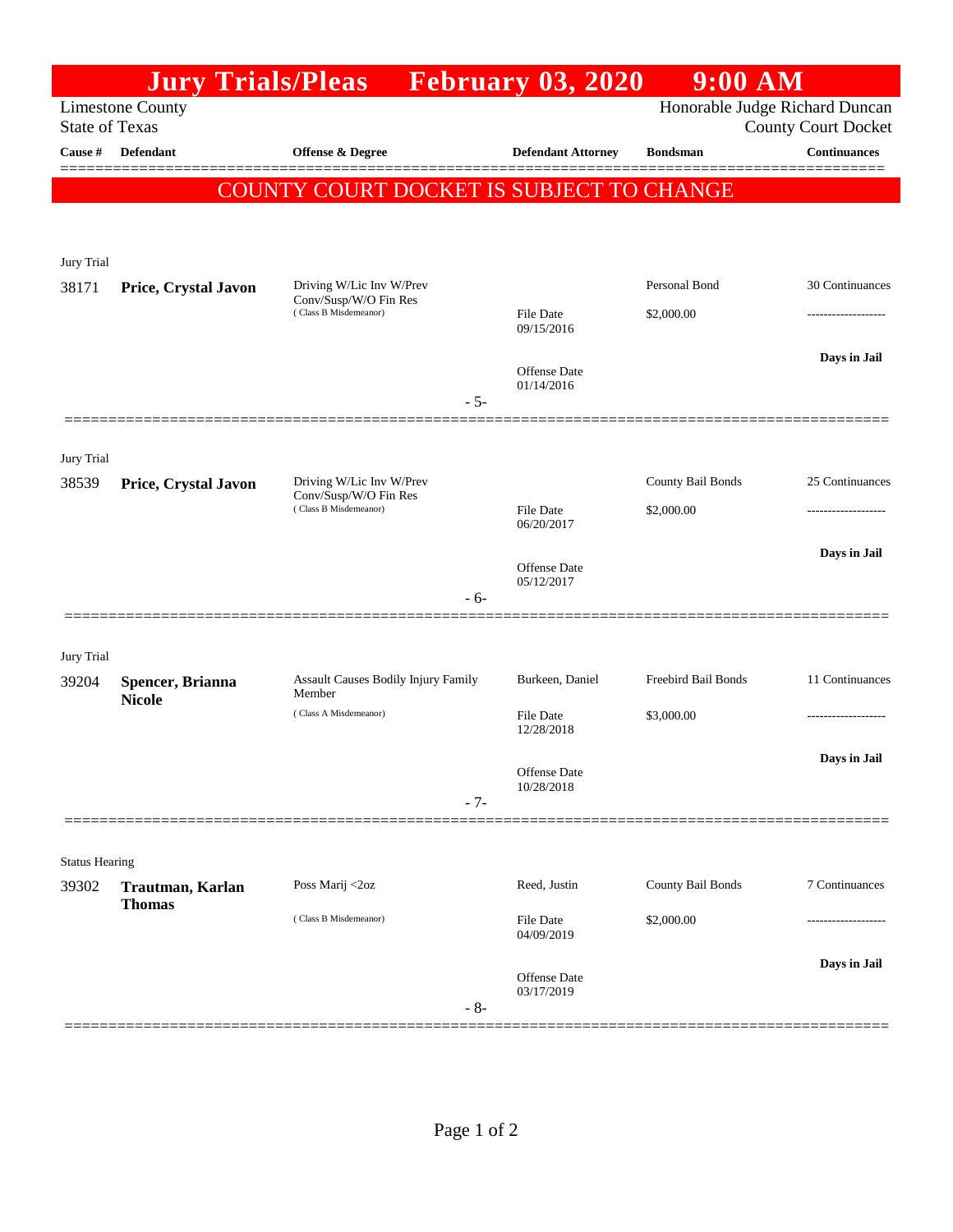# Jury Trials/Pleas February 03, 2020 9:00 AM

Limestone County
State of Texas

Honorable Judge Richard Duncan
County Court Docket

**COUNTY COURT DOCKET IS SUBJECT TO CHANGE**

| Cause # | Defendant | Offense & Degree | Defendant Attorney | Bondsman | Continuances |
|---|---|---|---|---|---|
| **Jury Trial** | | | | | |
| 38171 | **Price, Crystal Javon** | Driving W/Lic Inv W/Prev Conv/Susp/W/O Fin Res (Class B Misdemeanor) | File Date 09/15/2016; Offense Date 01/14/2016 | Personal Bond $2,000.00 | 30 Continuances; Days in Jail |
| | | - 5- | | | |
| **Jury Trial** | | | | | |
| 38539 | **Price, Crystal Javon** | Driving W/Lic Inv W/Prev Conv/Susp/W/O Fin Res (Class B Misdemeanor) | File Date 06/20/2017; Offense Date 05/12/2017 | County Bail Bonds $2,000.00 | 25 Continuances; Days in Jail |
| | | - 6- | | | |
| **Jury Trial** | | | | | |
| 39204 | **Spencer, Brianna Nicole** | Assault Causes Bodily Injury Family Member (Class A Misdemeanor) | Burkeen, Daniel; File Date 12/28/2018; Offense Date 10/28/2018 | Freebird Bail Bonds $3,000.00 | 11 Continuances; Days in Jail |
| | | - 7- | | | |
| **Status Hearing** | | | | | |
| 39302 | **Trautman, Karlan Thomas** | Poss Marij <2oz (Class B Misdemeanor) | Reed, Justin; File Date 04/09/2019; Offense Date 03/17/2019 | County Bail Bonds $2,000.00 | 7 Continuances; Days in Jail |
| | | - 8- | | | |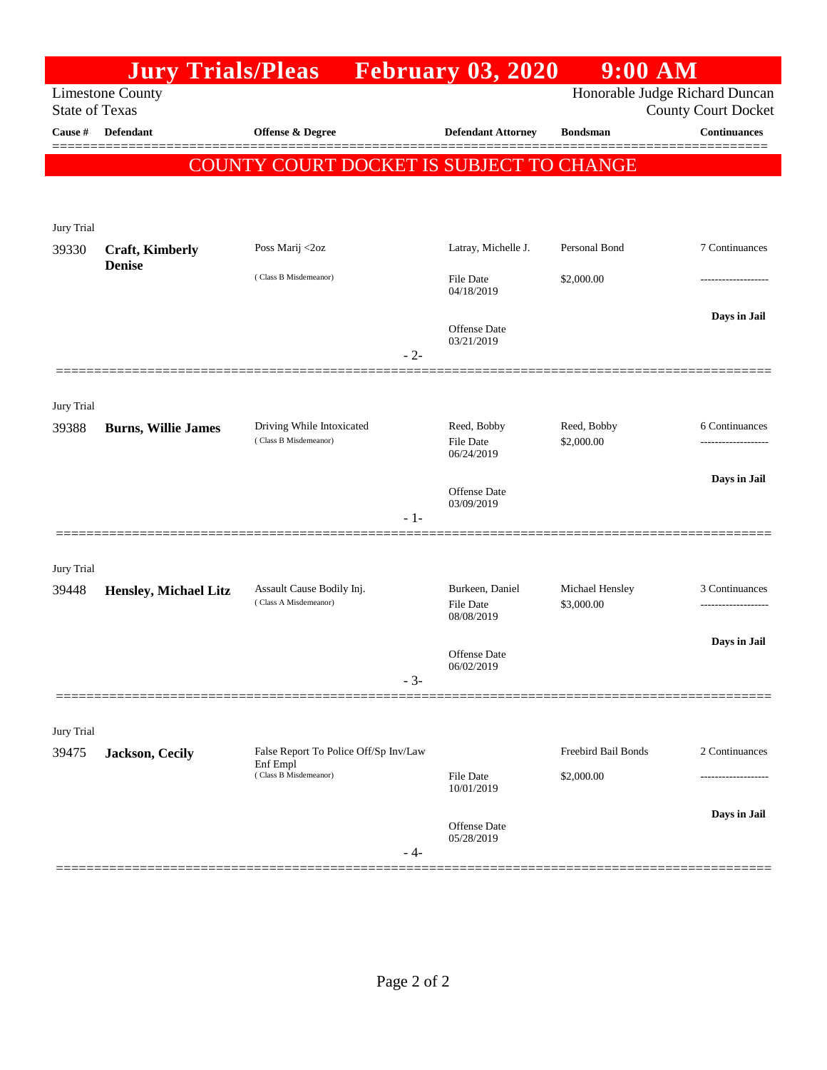# Jury Trials/Pleas February 03, 2020 9:00 AM

Limestone County
State of Texas

Honorable Judge Richard Duncan
County Court Docket

| Cause # | Defendant | Offense & Degree | Defendant Attorney | Bondsman | Continuances |
|---|---|---|---|---|---|

**COUNTY COURT DOCKET IS SUBJECT TO CHANGE**

Jury Trial

| Cause # | Defendant | Offense & Degree | Defendant Attorney | Bondsman | Continuances |
|---|---|---|---|---|---|
| 39330 | **Craft, Kimberly Denise** | Poss Marij <2oz (Class B Misdemeanor) | Latray, Michelle J. | Personal Bond | 7 Continuances |
| | | | File Date 04/18/2019 | $2,000.00 | ------------------- |
| | | | Offense Date 03/21/2019 | | **Days in Jail** |

- 2-

Jury Trial

| Cause # | Defendant | Offense & Degree | Defendant Attorney | Bondsman | Continuances |
|---|---|---|---|---|---|
| 39388 | **Burns, Willie James** | Driving While Intoxicated (Class B Misdemeanor) | Reed, Bobby | Reed, Bobby | 6 Continuances |
| | | | File Date 06/24/2019 | $2,000.00 | ------------------- |
| | | | Offense Date 03/09/2019 | | **Days in Jail** |

- 1-

Jury Trial

| Cause # | Defendant | Offense & Degree | Defendant Attorney | Bondsman | Continuances |
|---|---|---|---|---|---|
| 39448 | **Hensley, Michael Litz** | Assault Cause Bodily Inj. (Class A Misdemeanor) | Burkeen, Daniel | Michael Hensley | 3 Continuances |
| | | | File Date 08/08/2019 | $3,000.00 | ------------------- |
| | | | Offense Date 06/02/2019 | | **Days in Jail** |

- 3-

Jury Trial

| Cause # | Defendant | Offense & Degree | Defendant Attorney | Bondsman | Continuances |
|---|---|---|---|---|---|
| 39475 | **Jackson, Cecily** | False Report To Police Off/Sp Inv/Law Enf Empl (Class B Misdemeanor) | | Freebird Bail Bonds | 2 Continuances |
| | | | File Date 10/01/2019 | $2,000.00 | ------------------- |
| | | | Offense Date 05/28/2019 | | **Days in Jail** |

- 4-